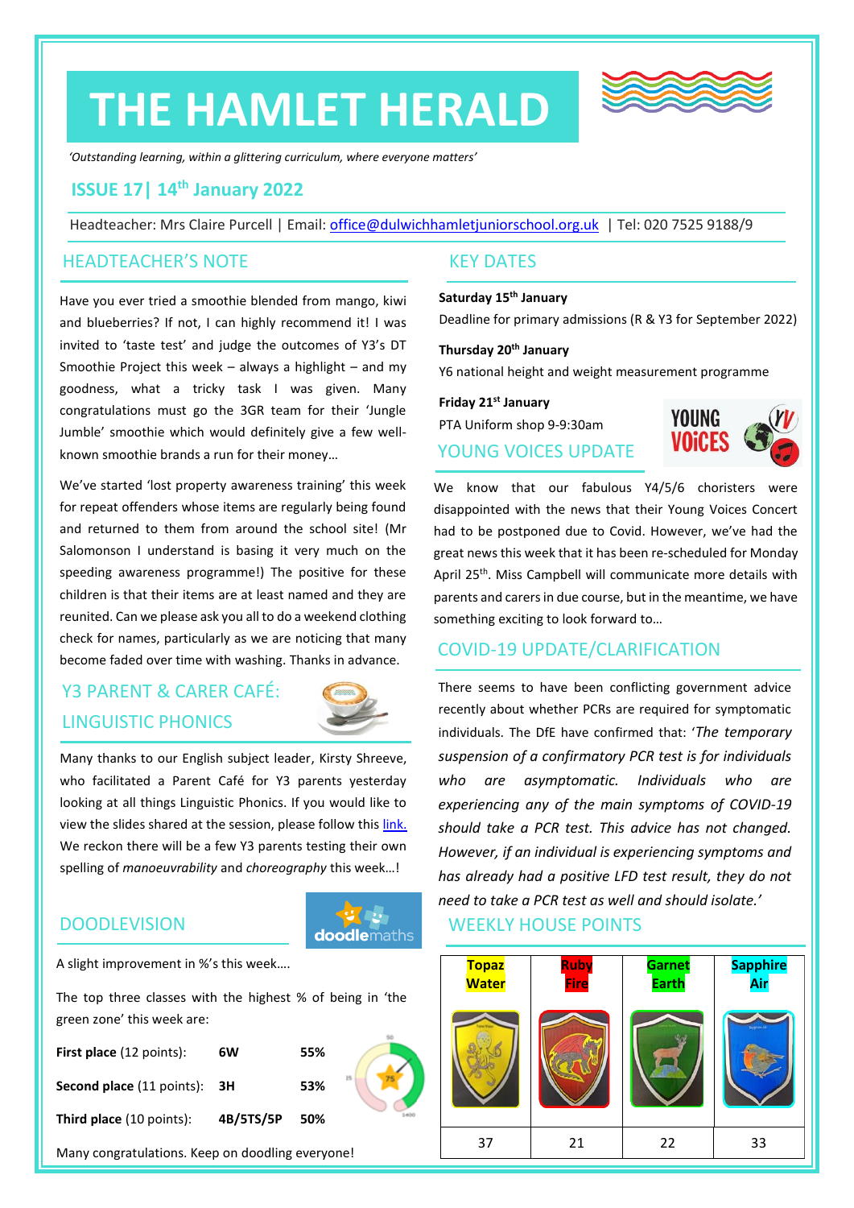# THE HAMLET HERALD

*'Outstanding learning, within a glittering curriculum, where everyone matters'*

## ISSUE 17| 14th January 2022

Headteacher: Mrs Claire Purcell | Email: office@dulwichhamletjuniorschool.org.uk | Tel: 020 7525 9188/9

## HEADTEACHER'S NOTE

Have you ever tried a smoothie blended from mango, kiwi and blueberries? If not, I can highly recommend it! I was invited to 'taste test' and judge the outcomes of Y3's DT Smoothie Project this week – always a highlight – and my goodness, what a tricky task I was given. Many congratulations must go the 3GR team for their 'Jungle Jumble' smoothie which would definitely give a few well-known smoothie brands a run for their money…

We've started 'lost property awareness training' this week for repeat offenders whose items are regularly being found and returned to them from around the school site! (Mr Salomonson I understand is basing it very much on the speeding awareness programme!) The positive for these children is that their items are at least named and they are reunited. Can we please ask you all to do a weekend clothing check for names, particularly as we are noticing that many become faded over time with washing. Thanks in advance.

## Y3 PARENT & CARER CAFÉ: LINGUISTIC PHONICS

Many thanks to our English subject leader, Kirsty Shreeve, who facilitated a Parent Café for Y3 parents yesterday looking at all things Linguistic Phonics. If you would like to view the slides shared at the session, please follow this link. We reckon there will be a few Y3 parents testing their own spelling of *manoeuvrability* and *choreography* this week…!

## DOODLEVISION

A slight improvement in %'s this week….

The top three classes with the highest % of being in 'the green zone' this week are:

| | | |
|---|---|---|
| **First place** (12 points): | **6W** | **55%** |
| **Second place** (11 points): | **3H** | **53%** |
| **Third place** (10 points): | **4B/5TS/5P** | **50%** |

Many congratulations. Keep on doodling everyone!

## KEY DATES

**Saturday 15th January**
Deadline for primary admissions (R & Y3 for September 2022)

**Thursday 20th January**
Y6 national height and weight measurement programme

**Friday 21st January**
PTA Uniform shop 9-9:30am

## YOUNG VOICES UPDATE

We know that our fabulous Y4/5/6 choristers were disappointed with the news that their Young Voices Concert had to be postponed due to Covid. However, we've had the great news this week that it has been re-scheduled for Monday April 25th. Miss Campbell will communicate more details with parents and carers in due course, but in the meantime, we have something exciting to look forward to…

## COVID-19 UPDATE/CLARIFICATION

There seems to have been conflicting government advice recently about whether PCRs are required for symptomatic individuals. The DfE have confirmed that: '*The temporary suspension of a confirmatory PCR test is for individuals who are asymptomatic. Individuals who are experiencing any of the main symptoms of COVID-19 should take a PCR test. This advice has not changed. However, if an individual is experiencing symptoms and has already had a positive LFD test result, they do not need to take a PCR test as well and should isolate.*'

## WEEKLY HOUSE POINTS

| Topaz Water | Ruby Fire | Garnet Earth | Sapphire Air |
|---|---|---|---|
| 37 | 21 | 22 | 33 |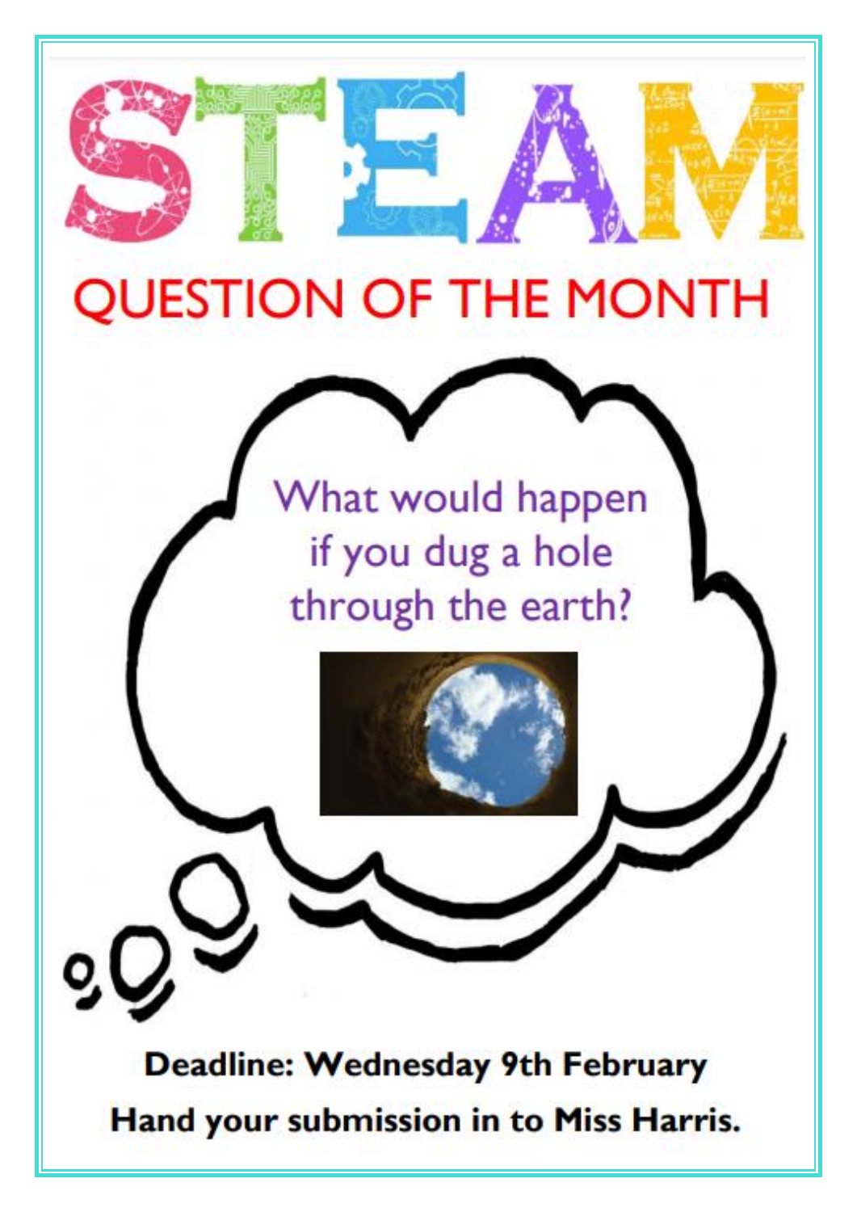# STEAM

## QUESTION OF THE MONTH

What would happen if you dug a hole through the earth?

**Deadline: Wednesday 9th February**

**Hand your submission in to Miss Harris.**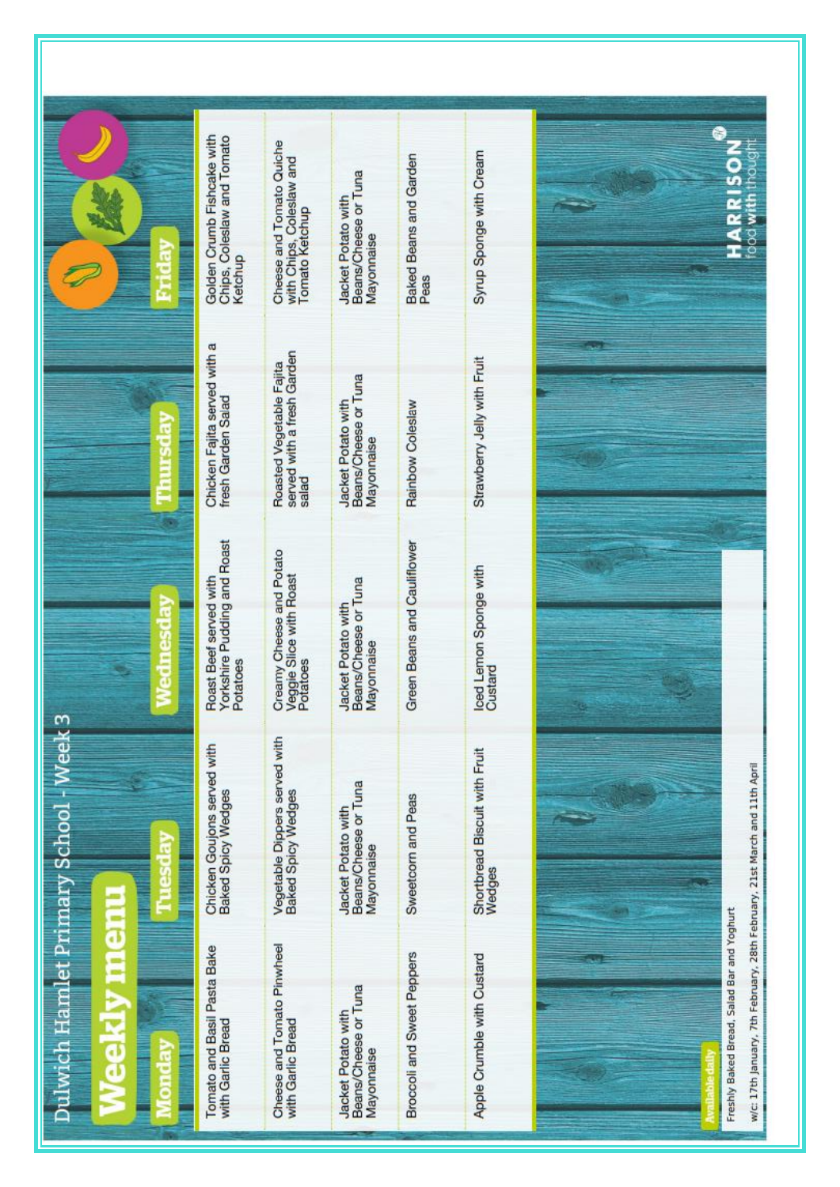# Dulwich Hamlet Primary School - Week 3

## Weekly menu

| Monday | Tuesday | Wednesday | Thursday | Friday |
|---|---|---|---|---|
| Tomato and Basil Pasta Bake with Garlic Bread | Chicken Goujons served with Baked Spicy Wedges | Roast Beef served with Yorkshire Pudding and Roast Potatoes | Chicken Fajita served with a fresh Garden Salad | Golden Crumb Fishcake with Chips, Coleslaw and Tomato Ketchup |
| Cheese and Tomato Pinwheel with Garlic Bread | Vegetable Dippers served with Baked Spicy Wedges | Creamy Cheese and Potato Veggie Slice with Roast Potatoes | Roasted Vegetable Fajita served with a fresh Garden salad | Cheese and Tomato Quiche with Chips, Coleslaw and Tomato Ketchup |
| Jacket Potato with Beans/Cheese or Tuna Mayonnaise | Jacket Potato with Beans/Cheese or Tuna Mayonnaise | Jacket Potato with Beans/Cheese or Tuna Mayonnaise | Jacket Potato with Beans/Cheese or Tuna Mayonnaise | Jacket Potato with Beans/Cheese or Tuna Mayonnaise |
| Broccoli and Sweet Peppers | Sweetcorn and Peas | Green Beans and Cauliflower | Rainbow Coleslaw | Baked Beans and Garden Peas |
| Apple Crumble with Custard | Shortbread Biscuit with Fruit Wedges | Iced Lemon Sponge with Custard | Strawberry Jelly with Fruit | Syrup Sponge with Cream |

**Available daily**

Freshly Baked Bread, Salad Bar and Yoghurt

w/c: 17th January, 7th February, 28th February, 21st March and 11th April

HARRISON® food with thought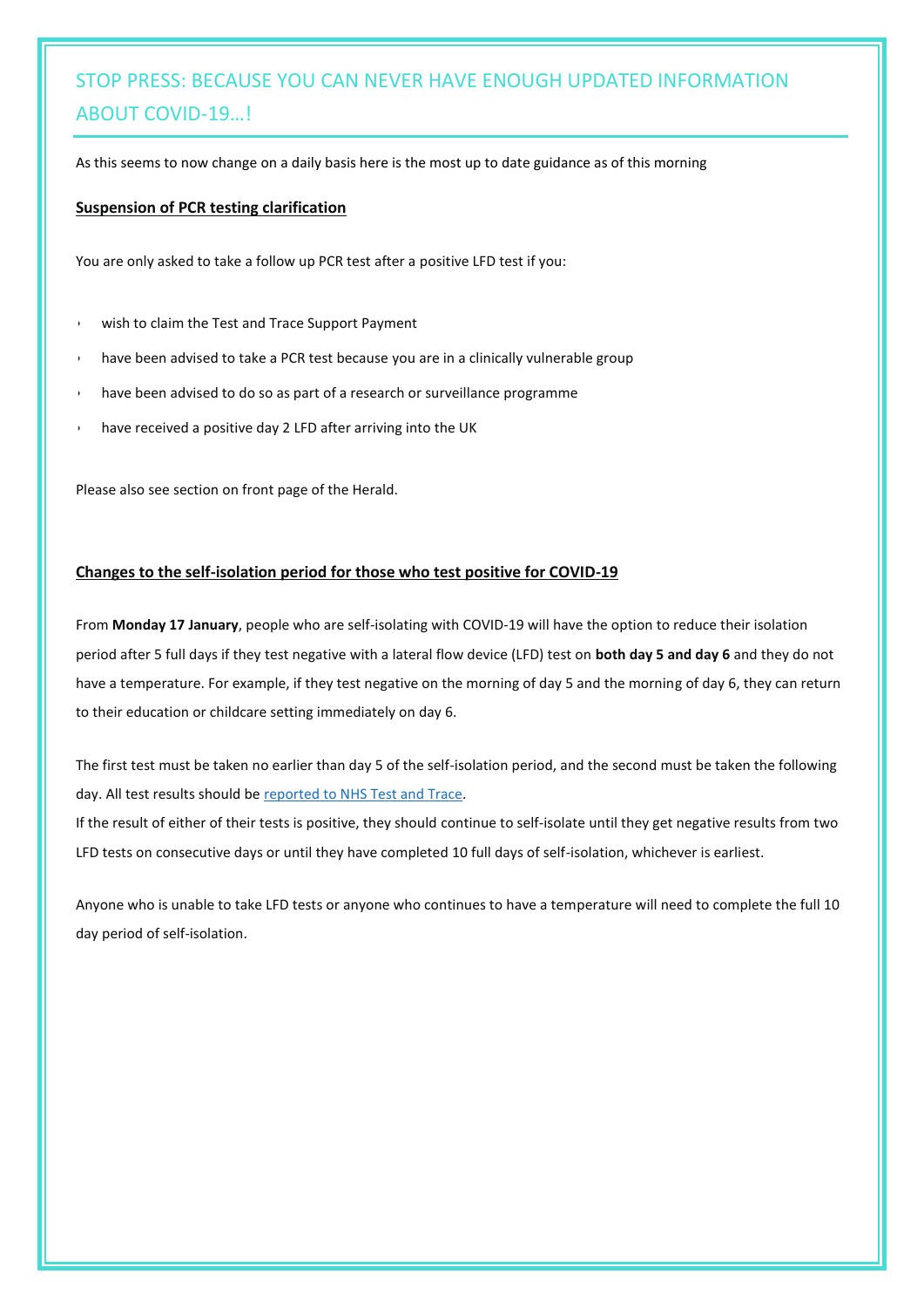## STOP PRESS: BECAUSE YOU CAN NEVER HAVE ENOUGH UPDATED INFORMATION ABOUT COVID-19…!

As this seems to now change on a daily basis here is the most up to date guidance as of this morning

**Suspension of PCR testing clarification**

You are only asked to take a follow up PCR test after a positive LFD test if you:

- wish to claim the Test and Trace Support Payment
- have been advised to take a PCR test because you are in a clinically vulnerable group
- have been advised to do so as part of a research or surveillance programme
- have received a positive day 2 LFD after arriving into the UK

Please also see section on front page of the Herald.

**Changes to the self-isolation period for those who test positive for COVID-19**

From **Monday 17 January**, people who are self-isolating with COVID-19 will have the option to reduce their isolation period after 5 full days if they test negative with a lateral flow device (LFD) test on **both day 5 and day 6** and they do not have a temperature. For example, if they test negative on the morning of day 5 and the morning of day 6, they can return to their education or childcare setting immediately on day 6.

The first test must be taken no earlier than day 5 of the self-isolation period, and the second must be taken the following day. All test results should be reported to NHS Test and Trace.

If the result of either of their tests is positive, they should continue to self-isolate until they get negative results from two LFD tests on consecutive days or until they have completed 10 full days of self-isolation, whichever is earliest.

Anyone who is unable to take LFD tests or anyone who continues to have a temperature will need to complete the full 10 day period of self-isolation.